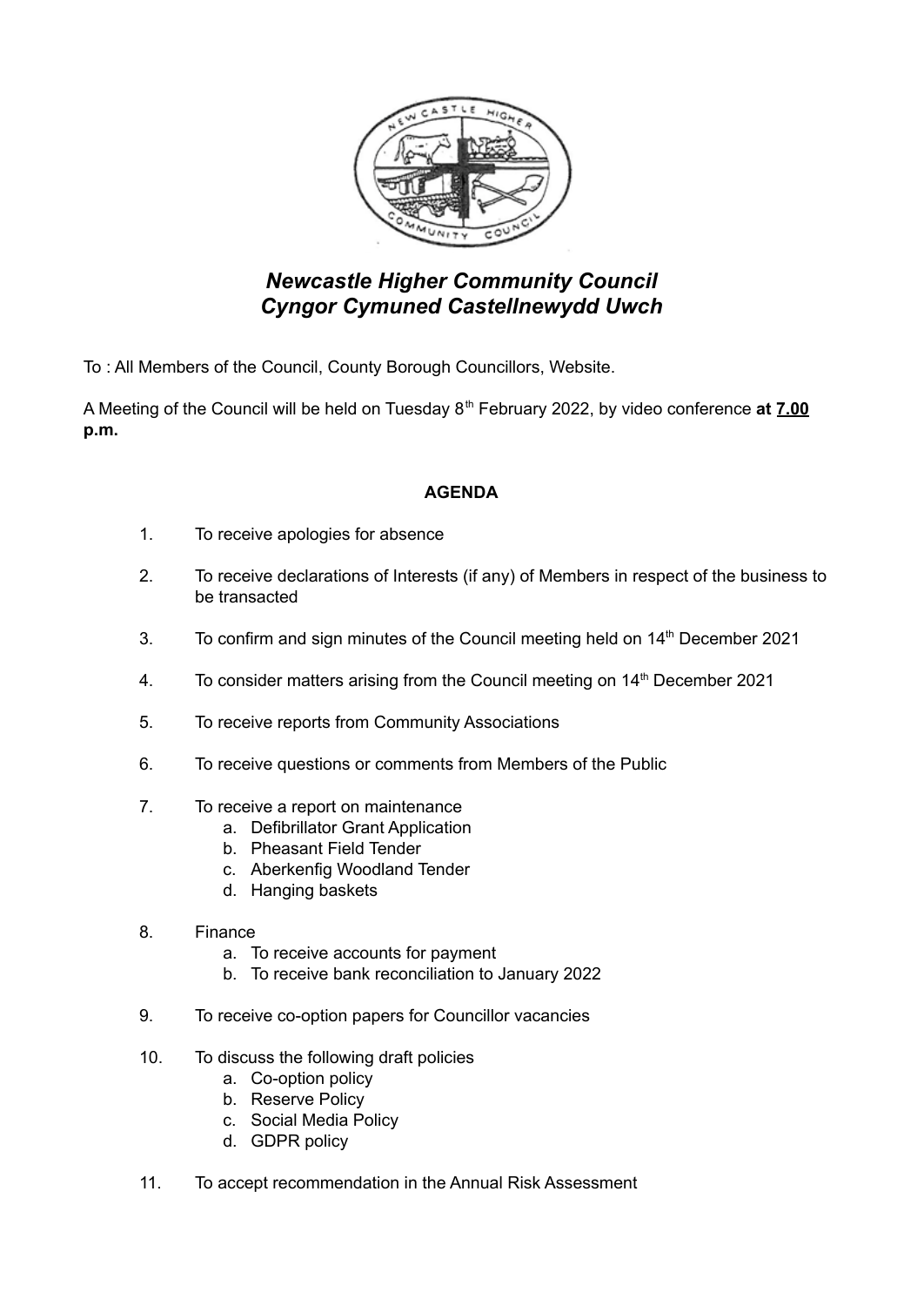# *Newcastle Higher Community Council*
# *Cyngor Cymuned Castellnewydd Uwch*

To : All Members of the Council, County Borough Councillors, Website.

A Meeting of the Council will be held on Tuesday 8th February 2022, by video conference **at 7.00 p.m.**

**AGENDA**

1. To receive apologies for absence
2. To receive declarations of Interests (if any) of Members in respect of the business to be transacted
3. To confirm and sign minutes of the Council meeting held on 14th December 2021
4. To consider matters arising from the Council meeting on 14th December 2021
5. To receive reports from Community Associations
6. To receive questions or comments from Members of the Public
7. To receive a report on maintenance
   a. Defibrillator Grant Application
   b. Pheasant Field Tender
   c. Aberkenfig Woodland Tender
   d. Hanging baskets
8. Finance
   a. To receive accounts for payment
   b. To receive bank reconciliation to January 2022
9. To receive co-option papers for Councillor vacancies
10. To discuss the following draft policies
    a. Co-option policy
    b. Reserve Policy
    c. Social Media Policy
    d. GDPR policy
11. To accept recommendation in the Annual Risk Assessment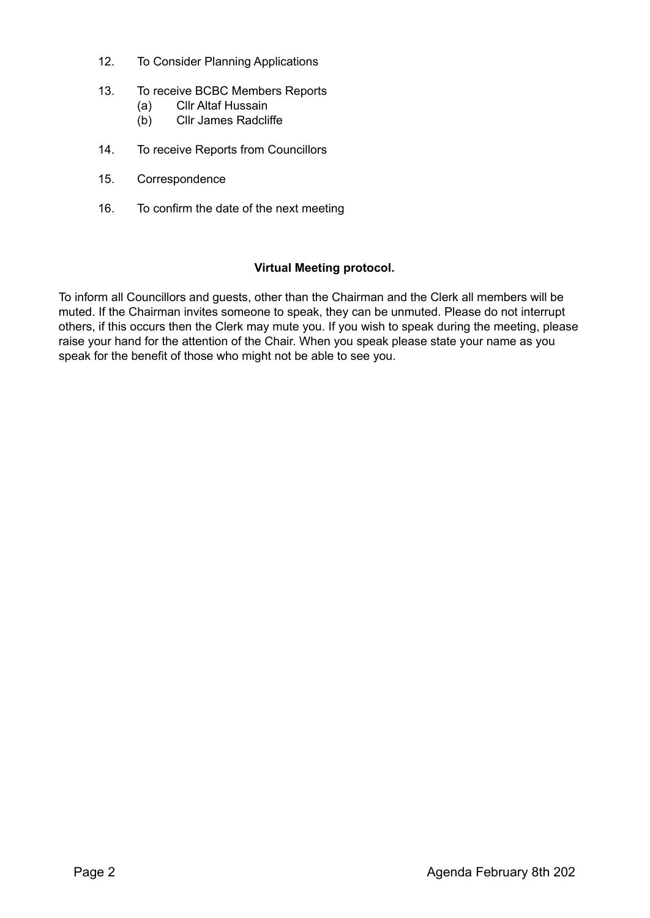12. To Consider Planning Applications

13. To receive BCBC Members Reports
    (a) Cllr Altaf Hussain
    (b) Cllr James Radcliffe

14. To receive Reports from Councillors

15. Correspondence

16. To confirm the date of the next meeting

**Virtual Meeting protocol.**

To inform all Councillors and guests, other than the Chairman and the Clerk all members will be muted. If the Chairman invites someone to speak, they can be unmuted. Please do not interrupt others, if this occurs then the Clerk may mute you. If you wish to speak during the meeting, please raise your hand for the attention of the Chair. When you speak please state your name as you speak for the benefit of those who might not be able to see you.